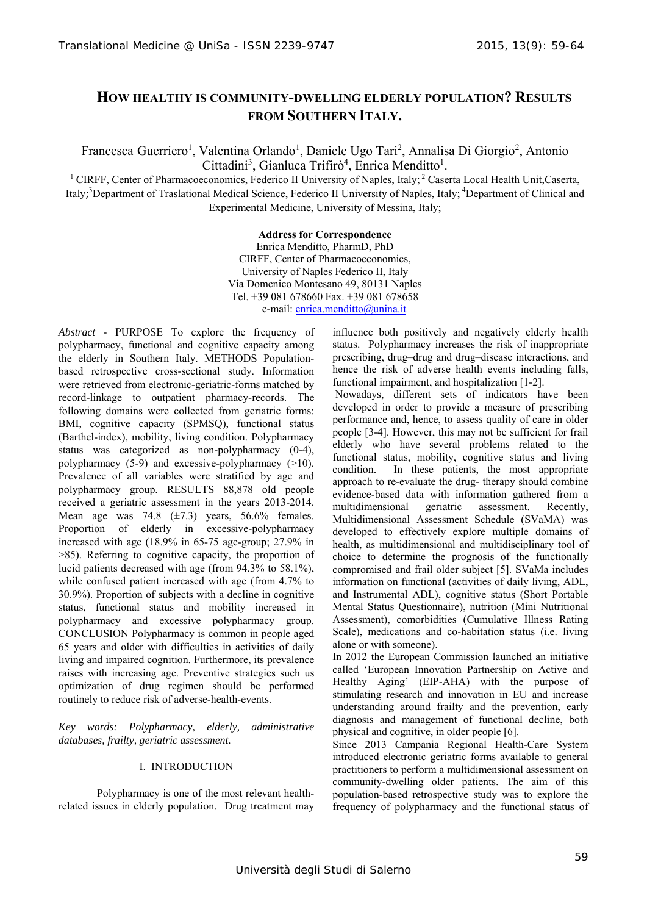# HOW HEALTHY IS COMMUNITY-DWELLING ELDERLY POPULATION? RESULTS FROM SOUTHERN ITALY.

Francesca Guerriero[1], Valentina Orlando[1], Daniele Ugo Tari[2], Annalisa Di Giorgio[2], Antonio Cittadini[3], Gianluca Trifirò[4], Enrica Menditto[1].

[1] CIRFF, Center of Pharmacoeconomics, Federico II University of Naples, Italy; [2] Caserta Local Health Unit,Caserta, Italy;[3]Department of Traslational Medical Science, Federico II University of Naples, Italy; [4]Department of Clinical and Experimental Medicine, University of Messina, Italy;

**Address for Correspondence**
Enrica Menditto, PharmD, PhD
CIRFF, Center of Pharmacoeconomics,
University of Naples Federico II, Italy
Via Domenico Montesano 49, 80131 Naples
Tel. +39 081 678660 Fax. +39 081 678658
e-mail: enrica.menditto@unina.it

*Abstract* - PURPOSE To explore the frequency of polypharmacy, functional and cognitive capacity among the elderly in Southern Italy. METHODS Population-based retrospective cross-sectional study. Information were retrieved from electronic-geriatric-forms matched by record-linkage to outpatient pharmacy-records. The following domains were collected from geriatric forms: BMI, cognitive capacity (SPMSQ), functional status (Barthel-index), mobility, living condition. Polypharmacy status was categorized as non-polypharmacy (0-4), polypharmacy (5-9) and excessive-polypharmacy ($\geq$10). Prevalence of all variables were stratified by age and polypharmacy group. RESULTS 88,878 old people received a geriatric assessment in the years 2013-2014. Mean age was 74.8 ($\pm$7.3) years, 56.6% females. Proportion of elderly in excessive-polypharmacy increased with age (18.9% in 65-75 age-group; 27.9% in >85). Referring to cognitive capacity, the proportion of lucid patients decreased with age (from 94.3% to 58.1%), while confused patient increased with age (from 4.7% to 30.9%). Proportion of subjects with a decline in cognitive status, functional status and mobility increased in polypharmacy and excessive polypharmacy group. CONCLUSION Polypharmacy is common in people aged 65 years and older with difficulties in activities of daily living and impaired cognition. Furthermore, its prevalence raises with increasing age. Preventive strategies such us optimization of drug regimen should be performed routinely to reduce risk of adverse-health-events.

*Key words: Polypharmacy, elderly, administrative databases, frailty, geriatric assessment.*

## I. INTRODUCTION

Polypharmacy is one of the most relevant health-related issues in elderly population. Drug treatment may influence both positively and negatively elderly health status. Polypharmacy increases the risk of inappropriate prescribing, drug–drug and drug–disease interactions, and hence the risk of adverse health events including falls, functional impairment, and hospitalization [1-2].

Nowadays, different sets of indicators have been developed in order to provide a measure of prescribing performance and, hence, to assess quality of care in older people [3-4]. However, this may not be sufficient for frail elderly who have several problems related to the functional status, mobility, cognitive status and living condition. In these patients, the most appropriate approach to re-evaluate the drug- therapy should combine evidence-based data with information gathered from a multidimensional geriatric assessment. Recently, Multidimensional Assessment Schedule (SVaMA) was developed to effectively explore multiple domains of health, as multidimensional and multidisciplinary tool of choice to determine the prognosis of the functionally compromised and frail older subject [5]. SVaMa includes information on functional (activities of daily living, ADL, and Instrumental ADL), cognitive status (Short Portable Mental Status Questionnaire), nutrition (Mini Nutritional Assessment), comorbidities (Cumulative Illness Rating Scale), medications and co-habitation status (i.e. living alone or with someone).

In 2012 the European Commission launched an initiative called 'European Innovation Partnership on Active and Healthy Aging' (EIP-AHA) with the purpose of stimulating research and innovation in EU and increase understanding around frailty and the prevention, early diagnosis and management of functional decline, both physical and cognitive, in older people [6].

Since 2013 Campania Regional Health-Care System introduced electronic geriatric forms available to general practitioners to perform a multidimensional assessment on community-dwelling older patients. The aim of this population-based retrospective study was to explore the frequency of polypharmacy and the functional status of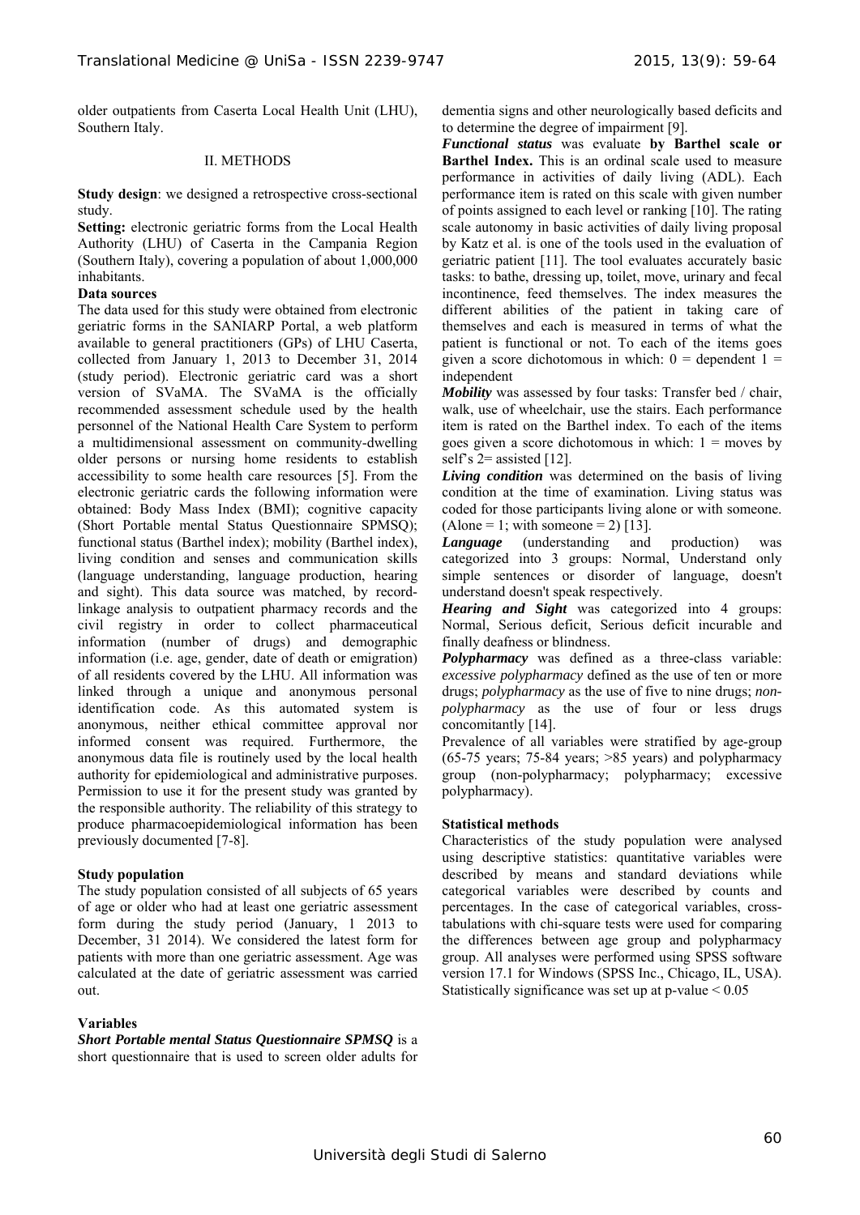older outpatients from Caserta Local Health Unit (LHU), Southern Italy.

## II. METHODS

**Study design**: we designed a retrospective cross-sectional study.

**Setting:** electronic geriatric forms from the Local Health Authority (LHU) of Caserta in the Campania Region (Southern Italy), covering a population of about 1,000,000 inhabitants.

**Data sources**

The data used for this study were obtained from electronic geriatric forms in the SANIARP Portal, a web platform available to general practitioners (GPs) of LHU Caserta, collected from January 1, 2013 to December 31, 2014 (study period). Electronic geriatric card was a short version of SVaMA. The SVaMA is the officially recommended assessment schedule used by the health personnel of the National Health Care System to perform a multidimensional assessment on community-dwelling older persons or nursing home residents to establish accessibility to some health care resources [5]. From the electronic geriatric cards the following information were obtained: Body Mass Index (BMI); cognitive capacity (Short Portable mental Status Questionnaire SPMSQ); functional status (Barthel index); mobility (Barthel index), living condition and senses and communication skills (language understanding, language production, hearing and sight). This data source was matched, by record-linkage analysis to outpatient pharmacy records and the civil registry in order to collect pharmaceutical information (number of drugs) and demographic information (i.e. age, gender, date of death or emigration) of all residents covered by the LHU. All information was linked through a unique and anonymous personal identification code. As this automated system is anonymous, neither ethical committee approval nor informed consent was required. Furthermore, the anonymous data file is routinely used by the local health authority for epidemiological and administrative purposes. Permission to use it for the present study was granted by the responsible authority. The reliability of this strategy to produce pharmacoepidemiological information has been previously documented [7-8].

**Study population**

The study population consisted of all subjects of 65 years of age or older who had at least one geriatric assessment form during the study period (January, 1 2013 to December, 31 2014). We considered the latest form for patients with more than one geriatric assessment. Age was calculated at the date of geriatric assessment was carried out.

**Variables**

***Short Portable mental Status Questionnaire SPMSQ*** is a short questionnaire that is used to screen older adults for dementia signs and other neurologically based deficits and to determine the degree of impairment [9].

***Functional status*** was evaluate **by Barthel scale or Barthel Index.** This is an ordinal scale used to measure performance in activities of daily living (ADL). Each performance item is rated on this scale with given number of points assigned to each level or ranking [10]. The rating scale autonomy in basic activities of daily living proposal by Katz et al. is one of the tools used in the evaluation of geriatric patient [11]. The tool evaluates accurately basic tasks: to bathe, dressing up, toilet, move, urinary and fecal incontinence, feed themselves. The index measures the different abilities of the patient in taking care of themselves and each is measured in terms of what the patient is functional or not. To each of the items goes given a score dichotomous in which: 0 = dependent 1 = independent

***Mobility*** was assessed by four tasks: Transfer bed / chair, walk, use of wheelchair, use the stairs. Each performance item is rated on the Barthel index. To each of the items goes given a score dichotomous in which: 1 = moves by self's 2= assisted [12].

***Living condition*** was determined on the basis of living condition at the time of examination. Living status was coded for those participants living alone or with someone. (Alone = 1; with someone = 2) [13].

***Language*** (understanding and production) was categorized into 3 groups: Normal, Understand only simple sentences or disorder of language, doesn't understand doesn't speak respectively.

***Hearing and Sight*** was categorized into 4 groups: Normal, Serious deficit, Serious deficit incurable and finally deafness or blindness.

***Polypharmacy*** was defined as a three-class variable: *excessive polypharmacy* defined as the use of ten or more drugs; *polypharmacy* as the use of five to nine drugs; *non-polypharmacy* as the use of four or less drugs concomitantly [14].

Prevalence of all variables were stratified by age-group (65-75 years; 75-84 years; >85 years) and polypharmacy group (non-polypharmacy; polypharmacy; excessive polypharmacy).

**Statistical methods**

Characteristics of the study population were analysed using descriptive statistics: quantitative variables were described by means and standard deviations while categorical variables were described by counts and percentages. In the case of categorical variables, cross-tabulations with chi-square tests were used for comparing the differences between age group and polypharmacy group. All analyses were performed using SPSS software version 17.1 for Windows (SPSS Inc., Chicago, IL, USA). Statistically significance was set up at p-value $< 0.05$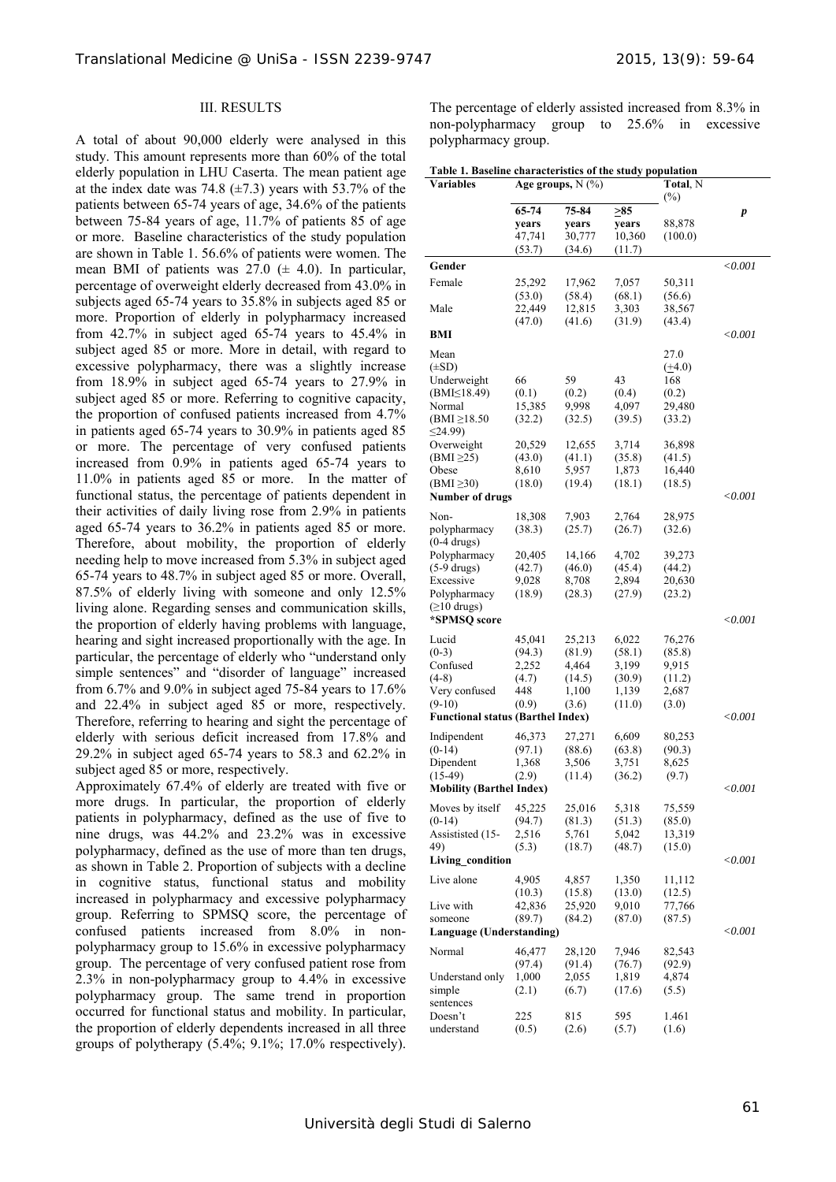## III. RESULTS

A total of about 90,000 elderly were analysed in this study. This amount represents more than 60% of the total elderly population in LHU Caserta. The mean patient age at the index date was 74.8 (±7.3) years with 53.7% of the patients between 65-74 years of age, 34.6% of the patients between 75-84 years of age, 11.7% of patients 85 of age or more. Baseline characteristics of the study population are shown in Table 1. 56.6% of patients were women. The mean BMI of patients was 27.0 (± 4.0). In particular, percentage of overweight elderly decreased from 43.0% in subjects aged 65-74 years to 35.8% in subjects aged 85 or more. Proportion of elderly in polypharmacy increased from 42.7% in subject aged 65-74 years to 45.4% in subject aged 85 or more. More in detail, with regard to excessive polypharmacy, there was a slightly increase from 18.9% in subject aged 65-74 years to 27.9% in subject aged 85 or more. Referring to cognitive capacity, the proportion of confused patients increased from 4.7% in patients aged 65-74 years to 30.9% in patients aged 85 or more. The percentage of very confused patients increased from 0.9% in patients aged 65-74 years to 11.0% in patients aged 85 or more. In the matter of functional status, the percentage of patients dependent in their activities of daily living rose from 2.9% in patients aged 65-74 years to 36.2% in patients aged 85 or more. Therefore, about mobility, the proportion of elderly needing help to move increased from 5.3% in subject aged 65-74 years to 48.7% in subject aged 85 or more. Overall, 87.5% of elderly living with someone and only 12.5% living alone. Regarding senses and communication skills, the proportion of elderly having problems with language, hearing and sight increased proportionally with the age. In particular, the percentage of elderly who "understand only simple sentences" and "disorder of language" increased from 6.7% and 9.0% in subject aged 75-84 years to 17.6% and 22.4% in subject aged 85 or more, respectively. Therefore, referring to hearing and sight the percentage of elderly with serious deficit increased from 17.8% and 29.2% in subject aged 65-74 years to 58.3 and 62.2% in subject aged 85 or more, respectively.

Approximately 67.4% of elderly are treated with five or more drugs. In particular, the proportion of elderly patients in polypharmacy, defined as the use of five to nine drugs, was 44.2% and 23.2% was in excessive polypharmacy, defined as the use of more than ten drugs, as shown in Table 2. Proportion of subjects with a decline in cognitive status, functional status and mobility increased in polypharmacy and excessive polypharmacy group. Referring to SPMSQ score, the percentage of confused patients increased from 8.0% in non-polypharmacy group to 15.6% in excessive polypharmacy group. The percentage of very confused patient rose from 2.3% in non-polypharmacy group to 4.4% in excessive polypharmacy group. The same trend in proportion occurred for functional status and mobility. In particular, the proportion of elderly dependents increased in all three groups of polytherapy (5.4%; 9.1%; 17.0% respectively). The percentage of elderly assisted increased from 8.3% in non-polypharmacy group to 25.6% in excessive polypharmacy group.

**Table 1. Baseline characteristics of the study population**

| Variables | Age groups, N (%) | | | Total, N (%) | |
|---|---|---|---|---|---|
| | 65-74 years 47,741 (53.7) | 75-84 years 30,777 (34.6) | ≥85 years 10,360 (11.7) | 88,878 (100.0) | *p* |
| **Gender** | | | | | *<0.001* |
| Female | 25,292 (53.0) | 17,962 (58.4) | 7,057 (68.1) | 50,311 (56.6) | |
| Male | 22,449 (47.0) | 12,815 (41.6) | 3,303 (31.9) | 38,567 (43.4) | |
| **BMI** | | | | | *<0.001* |
| Mean (±SD) | | | | 27.0 (±4.0) | |
| Underweight (BMI≤18.49) | 66 (0.1) | 59 (0.2) | 43 (0.4) | 168 (0.2) | |
| Normal (BMI ≥18.50 ≤24.99) | 15,385 (32.2) | 9,998 (32.5) | 4,097 (39.5) | 29,480 (33.2) | |
| Overweight (BMI ≥25) | 20,529 (43.0) | 12,655 (41.1) | 3,714 (35.8) | 36,898 (41.5) | |
| Obese (BMI ≥30) | 8,610 (18.0) | 5,957 (19.4) | 1,873 (18.1) | 16,440 (18.5) | |
| **Number of drugs** | | | | | *<0.001* |
| Non-polypharmacy (0-4 drugs) | 18,308 (38.3) | 7,903 (25.7) | 2,764 (26.7) | 28,975 (32.6) | |
| Polypharmacy (5-9 drugs) | 20,405 (42.7) | 14,166 (46.0) | 4,702 (45.4) | 39,273 (44.2) | |
| Excessive Polypharmacy (≥10 drugs) | 9,028 (18.9) | 8,708 (28.3) | 2,894 (27.9) | 20,630 (23.2) | |
| **\*SPMSQ score** | | | | | *<0.001* |
| Lucid (0-3) | 45,041 (94.3) | 25,213 (81.9) | 6,022 (58.1) | 76,276 (85.8) | |
| Confused (4-8) | 2,252 (4.7) | 4,464 (14.5) | 3,199 (30.9) | 9,915 (11.2) | |
| Very confused (9-10) | 448 (0.9) | 1,100 (3.6) | 1,139 (11.0) | 2,687 (3.0) | |
| **Functional status (Barthel Index)** | | | | | *<0.001* |
| Indipendent (0-14) | 46,373 (97.1) | 27,271 (88.6) | 6,609 (63.8) | 80,253 (90.3) | |
| Dipendent (15-49) | 1,368 (2.9) | 3,506 (11.4) | 3,751 (36.2) | 8,625 (9.7) | |
| **Mobility (Barthel Index)** | | | | | *<0.001* |
| Moves by itself (0-14) | 45,225 (94.7) | 25,016 (81.3) | 5,318 (51.3) | 75,559 (85.0) | |
| Assististed (15-49) | 2,516 (5.3) | 5,761 (18.7) | 5,042 (48.7) | 13,319 (15.0) | |
| **Living_condition** | | | | | *<0.001* |
| Live alone | 4,905 (10.3) | 4,857 (15.8) | 1,350 (13.0) | 11,112 (12.5) | |
| Live with someone | 42,836 (89.7) | 25,920 (84.2) | 9,010 (87.0) | 77,766 (87.5) | |
| **Language (Understanding)** | | | | | *<0.001* |
| Normal | 46,477 (97.4) | 28,120 (91.4) | 7,946 (76.7) | 82,543 (92.9) | |
| Understand only simple sentences | 1,000 (2.1) | 2,055 (6.7) | 1,819 (17.6) | 4,874 (5.5) | |
| Doesn't understand | 225 (0.5) | 815 (2.6) | 595 (5.7) | 1.461 (1.6) | |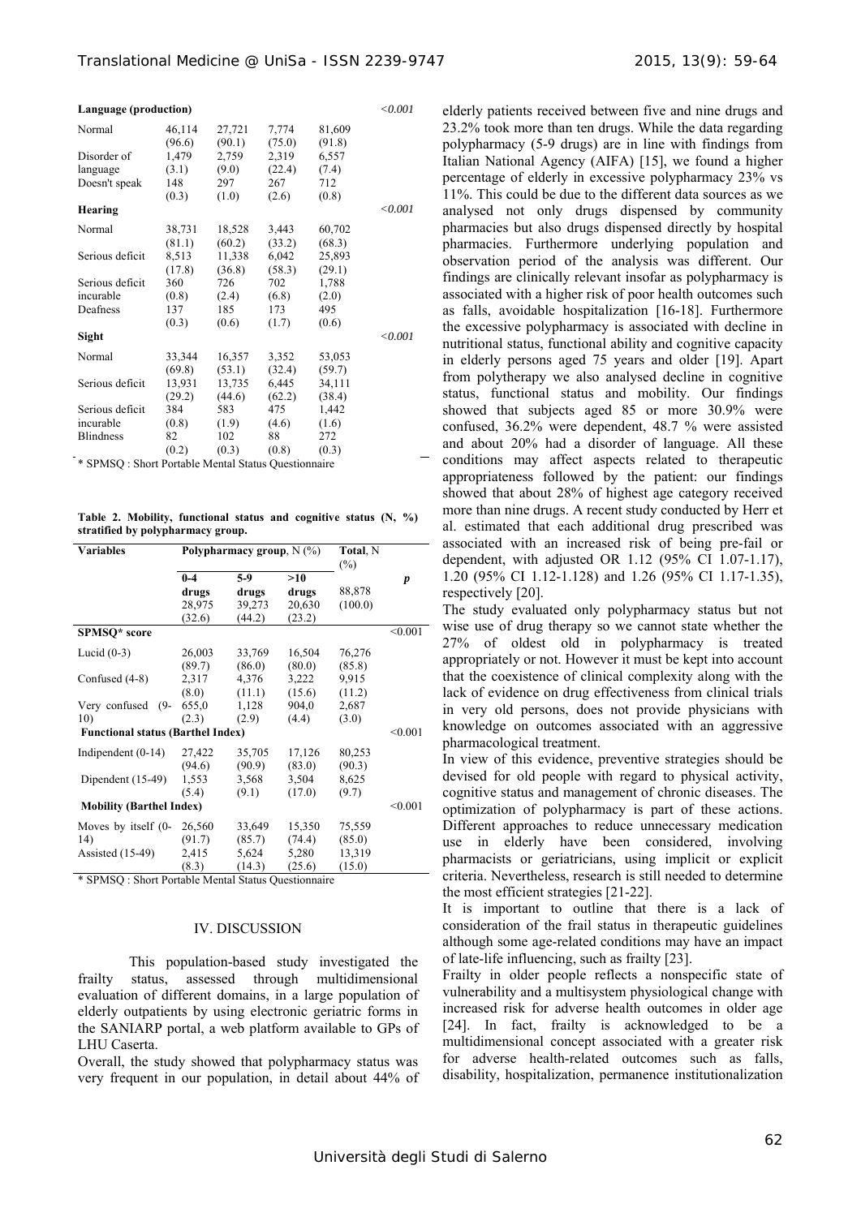| Language (production) | | | | | <0.001 |
|---|---|---|---|---|---|
| Normal | 46,114 (96.6) | 27,721 (90.1) | 7,774 (75.0) | 81,609 (91.8) | |
| Disorder of language | 1,479 (3.1) | 2,759 (9.0) | 2,319 (22.4) | 6,557 (7.4) | |
| Doesn't speak | 148 (0.3) | 297 (1.0) | 267 (2.6) | 712 (0.8) | |
| **Hearing** | | | | | <0.001 |
| Normal | 38,731 (81.1) | 18,528 (60.2) | 3,443 (33.2) | 60,702 (68.3) | |
| Serious deficit | 8,513 (17.8) | 11,338 (36.8) | 6,042 (58.3) | 25,893 (29.1) | |
| Serious deficit incurable | 360 (0.8) | 726 (2.4) | 702 (6.8) | 1,788 (2.0) | |
| Deafness | 137 (0.3) | 185 (0.6) | 173 (1.7) | 495 (0.6) | |
| **Sight** | | | | | <0.001 |
| Normal | 33,344 (69.8) | 16,357 (53.1) | 3,352 (32.4) | 53,053 (59.7) | |
| Serious deficit | 13,931 (29.2) | 13,735 (44.6) | 6,445 (62.2) | 34,111 (38.4) | |
| Serious deficit incurable | 384 (0.8) | 583 (1.9) | 475 (4.6) | 1,442 (1.6) | |
| Blindness | 82 (0.2) | 102 (0.3) | 88 (0.8) | 272 (0.3) | |

\* SPMSQ : Short Portable Mental Status Questionnaire

**Table 2. Mobility, functional status and cognitive status (N, %) stratified by polypharmacy group.**

| Variables | Polypharmacy group, N (%) | | | Total, N (%) | |
|---|---|---|---|---|---|
| | 0-4 drugs 28,975 (32.6) | 5-9 drugs 39,273 (44.2) | >10 drugs 20,630 (23.2) | 88,878 (100.0) | *p* |
| **SPMSQ\* score** | | | | | <0.001 |
| Lucid (0-3) | 26,003 (89.7) | 33,769 (86.0) | 16,504 (80.0) | 76,276 (85.8) | |
| Confused (4-8) | 2,317 (8.0) | 4,376 (11.1) | 3,222 (15.6) | 9,915 (11.2) | |
| Very confused (9-10) | 655,0 (2.3) | 1,128 (2.9) | 904,0 (4.4) | 2,687 (3.0) | |
| **Functional status (Barthel Index)** | | | | | <0.001 |
| Indipendent (0-14) | 27,422 (94.6) | 35,705 (90.9) | 17,126 (83.0) | 80,253 (90.3) | |
| Dipendent (15-49) | 1,553 (5.4) | 3,568 (9.1) | 3,504 (17.0) | 8,625 (9.7) | |
| **Mobility (Barthel Index)** | | | | | <0.001 |
| Moves by itself (0-14) | 26,560 (91.7) | 33,649 (85.7) | 15,350 (74.4) | 75,559 (85.0) | |
| Assisted (15-49) | 2,415 (8.3) | 5,624 (14.3) | 5,280 (25.6) | 13,319 (15.0) | |

\* SPMSQ : Short Portable Mental Status Questionnaire

## IV. DISCUSSION

This population-based study investigated the frailty status, assessed through multidimensional evaluation of different domains, in a large population of elderly outpatients by using electronic geriatric forms in the SANIARP portal, a web platform available to GPs of LHU Caserta.

Overall, the study showed that polypharmacy status was very frequent in our population, in detail about 44% of elderly patients received between five and nine drugs and 23.2% took more than ten drugs. While the data regarding polypharmacy (5-9 drugs) are in line with findings from Italian National Agency (AIFA) [15], we found a higher percentage of elderly in excessive polypharmacy 23% vs 11%. This could be due to the different data sources as we analysed not only drugs dispensed by community pharmacies but also drugs dispensed directly by hospital pharmacies. Furthermore underlying population and observation period of the analysis was different. Our findings are clinically relevant insofar as polypharmacy is associated with a higher risk of poor health outcomes such as falls, avoidable hospitalization [16-18]. Furthermore the excessive polypharmacy is associated with decline in nutritional status, functional ability and cognitive capacity in elderly persons aged 75 years and older [19]. Apart from polytherapy we also analysed decline in cognitive status, functional status and mobility. Our findings showed that subjects aged 85 or more 30.9% were confused, 36.2% were dependent, 48.7 % were assisted and about 20% had a disorder of language. All these conditions may affect aspects related to therapeutic appropriateness followed by the patient: our findings showed that about 28% of highest age category received more than nine drugs. A recent study conducted by Herr et al. estimated that each additional drug prescribed was associated with an increased risk of being pre-fail or dependent, with adjusted OR 1.12 (95% CI 1.07-1.17), 1.20 (95% CI 1.12-1.128) and 1.26 (95% CI 1.17-1.35), respectively [20].

The study evaluated only polypharmacy status but not wise use of drug therapy so we cannot state whether the 27% of oldest old in polypharmacy is treated appropriately or not. However it must be kept into account that the coexistence of clinical complexity along with the lack of evidence on drug effectiveness from clinical trials in very old persons, does not provide physicians with knowledge on outcomes associated with an aggressive pharmacological treatment.

In view of this evidence, preventive strategies should be devised for old people with regard to physical activity, cognitive status and management of chronic diseases. The optimization of polypharmacy is part of these actions. Different approaches to reduce unnecessary medication use in elderly have been considered, involving pharmacists or geriatricians, using implicit or explicit criteria. Nevertheless, research is still needed to determine the most efficient strategies [21-22].

It is important to outline that there is a lack of consideration of the frail status in therapeutic guidelines although some age-related conditions may have an impact of late-life influencing, such as frailty [23].

Frailty in older people reflects a nonspecific state of vulnerability and a multisystem physiological change with increased risk for adverse health outcomes in older age [24]. In fact, frailty is acknowledged to be a multidimensional concept associated with a greater risk for adverse health-related outcomes such as falls, disability, hospitalization, permanence institutionalization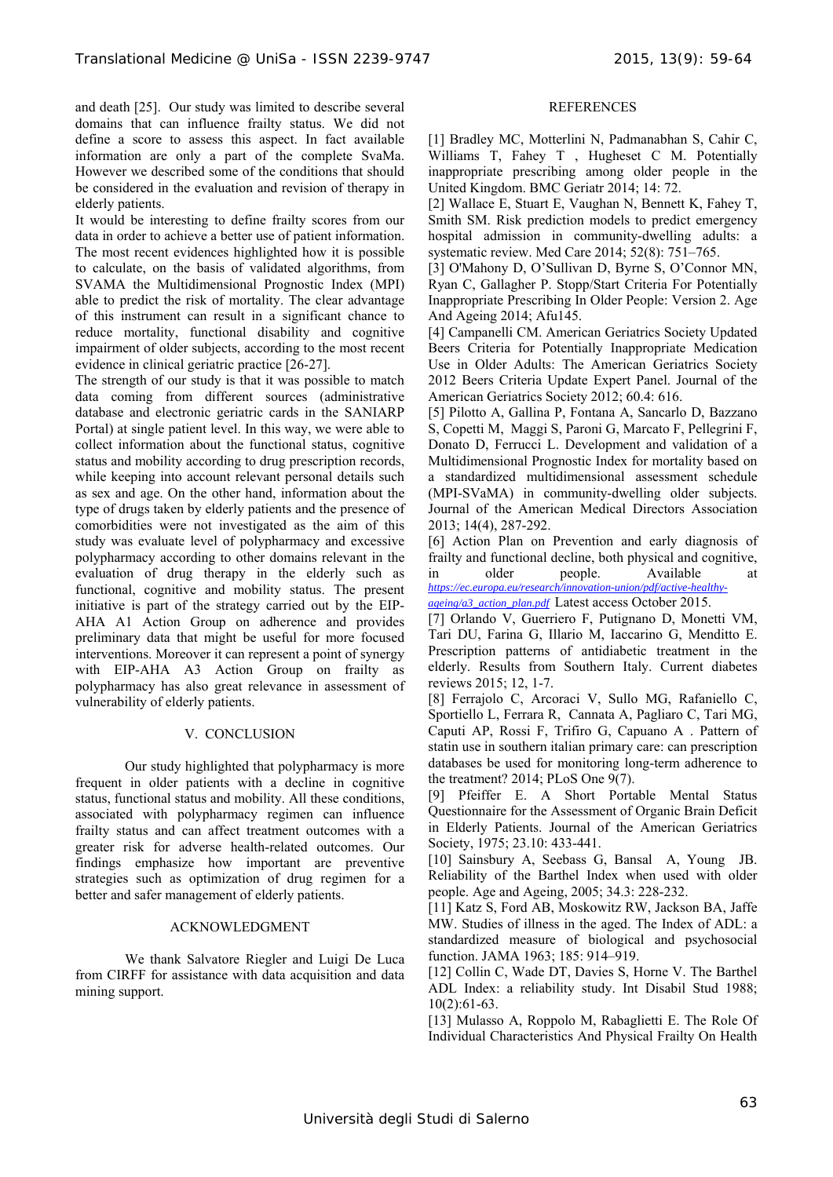and death [25]. Our study was limited to describe several domains that can influence frailty status. We did not define a score to assess this aspect. In fact available information are only a part of the complete SvaMa. However we described some of the conditions that should be considered in the evaluation and revision of therapy in elderly patients.

It would be interesting to define frailty scores from our data in order to achieve a better use of patient information. The most recent evidences highlighted how it is possible to calculate, on the basis of validated algorithms, from SVAMA the Multidimensional Prognostic Index (MPI) able to predict the risk of mortality. The clear advantage of this instrument can result in a significant chance to reduce mortality, functional disability and cognitive impairment of older subjects, according to the most recent evidence in clinical geriatric practice [26-27].

The strength of our study is that it was possible to match data coming from different sources (administrative database and electronic geriatric cards in the SANIARP Portal) at single patient level. In this way, we were able to collect information about the functional status, cognitive status and mobility according to drug prescription records, while keeping into account relevant personal details such as sex and age. On the other hand, information about the type of drugs taken by elderly patients and the presence of comorbidities were not investigated as the aim of this study was evaluate level of polypharmacy and excessive polypharmacy according to other domains relevant in the evaluation of drug therapy in the elderly such as functional, cognitive and mobility status. The present initiative is part of the strategy carried out by the EIP-AHA A1 Action Group on adherence and provides preliminary data that might be useful for more focused interventions. Moreover it can represent a point of synergy with EIP-AHA A3 Action Group on frailty as polypharmacy has also great relevance in assessment of vulnerability of elderly patients.

## V. CONCLUSION

Our study highlighted that polypharmacy is more frequent in older patients with a decline in cognitive status, functional status and mobility. All these conditions, associated with polypharmacy regimen can influence frailty status and can affect treatment outcomes with a greater risk for adverse health-related outcomes. Our findings emphasize how important are preventive strategies such as optimization of drug regimen for a better and safer management of elderly patients.

## ACKNOWLEDGMENT

We thank Salvatore Riegler and Luigi De Luca from CIRFF for assistance with data acquisition and data mining support.

## REFERENCES

[1] Bradley MC, Motterlini N, Padmanabhan S, Cahir C, Williams T, Fahey T , Hugheset C M. Potentially inappropriate prescribing among older people in the United Kingdom. BMC Geriatr 2014; 14: 72.

[2] Wallace E, Stuart E, Vaughan N, Bennett K, Fahey T, Smith SM. Risk prediction models to predict emergency hospital admission in community-dwelling adults: a systematic review. Med Care 2014; 52(8): 751–765.

[3] O'Mahony D, O'Sullivan D, Byrne S, O'Connor MN, Ryan C, Gallagher P. Stopp/Start Criteria For Potentially Inappropriate Prescribing In Older People: Version 2. Age And Ageing 2014; Afu145.

[4] Campanelli CM. American Geriatrics Society Updated Beers Criteria for Potentially Inappropriate Medication Use in Older Adults: The American Geriatrics Society 2012 Beers Criteria Update Expert Panel. Journal of the American Geriatrics Society 2012; 60.4: 616.

[5] Pilotto A, Gallina P, Fontana A, Sancarlo D, Bazzano S, Copetti M, Maggi S, Paroni G, Marcato F, Pellegrini F, Donato D, Ferrucci L. Development and validation of a Multidimensional Prognostic Index for mortality based on a standardized multidimensional assessment schedule (MPI-SVaMA) in community-dwelling older subjects. Journal of the American Medical Directors Association 2013; 14(4), 287-292.

[6] Action Plan on Prevention and early diagnosis of frailty and functional decline, both physical and cognitive, in older people. Available at *https://ec.europa.eu/research/innovation-union/pdf/active-healthy-ageing/a3_action_plan.pdf* Latest access October 2015.

[7] Orlando V, Guerriero F, Putignano D, Monetti VM, Tari DU, Farina G, Illario M, Iaccarino G, Menditto E. Prescription patterns of antidiabetic treatment in the elderly. Results from Southern Italy. Current diabetes reviews 2015; 12, 1-7.

[8] Ferrajolo C, Arcoraci V, Sullo MG, Rafaniello C, Sportiello L, Ferrara R, Cannata A, Pagliaro C, Tari MG, Caputi AP, Rossi F, Trifiro G, Capuano A . Pattern of statin use in southern italian primary care: can prescription databases be used for monitoring long-term adherence to the treatment? 2014; PLoS One 9(7).

[9] Pfeiffer E. A Short Portable Mental Status Questionnaire for the Assessment of Organic Brain Deficit in Elderly Patients. Journal of the American Geriatrics Society, 1975; 23.10: 433-441.

[10] Sainsbury A, Seebass G, Bansal A, Young JB. Reliability of the Barthel Index when used with older people. Age and Ageing, 2005; 34.3: 228-232.

[11] Katz S, Ford AB, Moskowitz RW, Jackson BA, Jaffe MW. Studies of illness in the aged. The Index of ADL: a standardized measure of biological and psychosocial function. JAMA 1963; 185: 914–919.

[12] Collin C, Wade DT, Davies S, Horne V. The Barthel ADL Index: a reliability study. Int Disabil Stud 1988; 10(2):61-63.

[13] Mulasso A, Roppolo M, Rabaglietti E. The Role Of Individual Characteristics And Physical Frailty On Health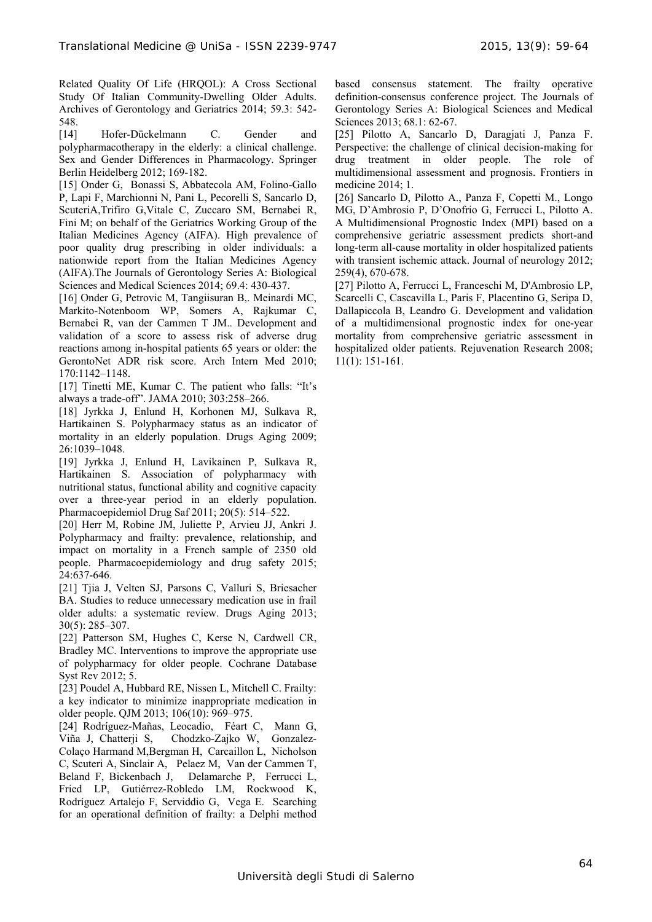Related Quality Of Life (HRQOL): A Cross Sectional Study Of Italian Community-Dwelling Older Adults. Archives of Gerontology and Geriatrics 2014; 59.3: 542-548.

[14] Hofer-Dückelmann C. Gender and polypharmacotherapy in the elderly: a clinical challenge. Sex and Gender Differences in Pharmacology. Springer Berlin Heidelberg 2012; 169-182.

[15] Onder G, Bonassi S, Abbatecola AM, Folino-Gallo P, Lapi F, Marchionni N, Pani L, Pecorelli S, Sancarlo D, ScuteriA,Trifiro G,Vitale C, Zuccaro SM, Bernabei R, Fini M; on behalf of the Geriatrics Working Group of the Italian Medicines Agency (AIFA). High prevalence of poor quality drug prescribing in older individuals: a nationwide report from the Italian Medicines Agency (AIFA).The Journals of Gerontology Series A: Biological Sciences and Medical Sciences 2014; 69.4: 430-437.

[16] Onder G, Petrovic M, Tangiisuran B,. Meinardi MC, Markito-Notenboom WP, Somers A, Rajkumar C, Bernabei R, van der Cammen T JM.. Development and validation of a score to assess risk of adverse drug reactions among in-hospital patients 65 years or older: the GerontoNet ADR risk score. Arch Intern Med 2010; 170:1142–1148.

[17] Tinetti ME, Kumar C. The patient who falls: "It's always a trade-off". JAMA 2010; 303:258–266.

[18] Jyrkka J, Enlund H, Korhonen MJ, Sulkava R, Hartikainen S. Polypharmacy status as an indicator of mortality in an elderly population. Drugs Aging 2009; 26:1039–1048.

[19] Jyrkka J, Enlund H, Lavikainen P, Sulkava R, Hartikainen S. Association of polypharmacy with nutritional status, functional ability and cognitive capacity over a three-year period in an elderly population. Pharmacoepidemiol Drug Saf 2011; 20(5): 514–522.

[20] Herr M, Robine JM, Juliette P, Arvieu JJ, Ankri J. Polypharmacy and frailty: prevalence, relationship, and impact on mortality in a French sample of 2350 old people. Pharmacoepidemiology and drug safety 2015; 24:637-646.

[21] Tjia J, Velten SJ, Parsons C, Valluri S, Briesacher BA. Studies to reduce unnecessary medication use in frail older adults: a systematic review. Drugs Aging 2013; 30(5): 285–307.

[22] Patterson SM, Hughes C, Kerse N, Cardwell CR, Bradley MC. Interventions to improve the appropriate use of polypharmacy for older people. Cochrane Database Syst Rev 2012; 5.

[23] Poudel A, Hubbard RE, Nissen L, Mitchell C. Frailty: a key indicator to minimize inappropriate medication in older people. QJM 2013; 106(10): 969–975.

[24] Rodríguez-Mañas, Leocadio, Féart C, Mann G, Viña J, Chatterji S, Chodzko-Zajko W, Gonzalez-Colaço Harmand M,Bergman H, Carcaillon L, Nicholson C, Scuteri A, Sinclair A, Pelaez M, Van der Cammen T, Beland F, Bickenbach J, Delamarche P, Ferrucci L, Fried LP, Gutiérrez-Robledo LM, Rockwood K, Rodríguez Artalejo F, Serviddio G, Vega E. Searching for an operational definition of frailty: a Delphi method based consensus statement. The frailty operative definition-consensus conference project. The Journals of Gerontology Series A: Biological Sciences and Medical Sciences 2013; 68.1: 62-67.

[25] Pilotto A, Sancarlo D, Daragjati J, Panza F. Perspective: the challenge of clinical decision-making for drug treatment in older people. The role of multidimensional assessment and prognosis. Frontiers in medicine 2014; 1.

[26] Sancarlo D, Pilotto A., Panza F, Copetti M., Longo MG, D'Ambrosio P, D'Onofrio G, Ferrucci L, Pilotto A. A Multidimensional Prognostic Index (MPI) based on a comprehensive geriatric assessment predicts short-and long-term all-cause mortality in older hospitalized patients with transient ischemic attack. Journal of neurology 2012; 259(4), 670-678.

[27] Pilotto A, Ferrucci L, Franceschi M, D'Ambrosio LP, Scarcelli C, Cascavilla L, Paris F, Placentino G, Seripa D, Dallapiccola B, Leandro G. Development and validation of a multidimensional prognostic index for one-year mortality from comprehensive geriatric assessment in hospitalized older patients. Rejuvenation Research 2008; 11(1): 151-161.